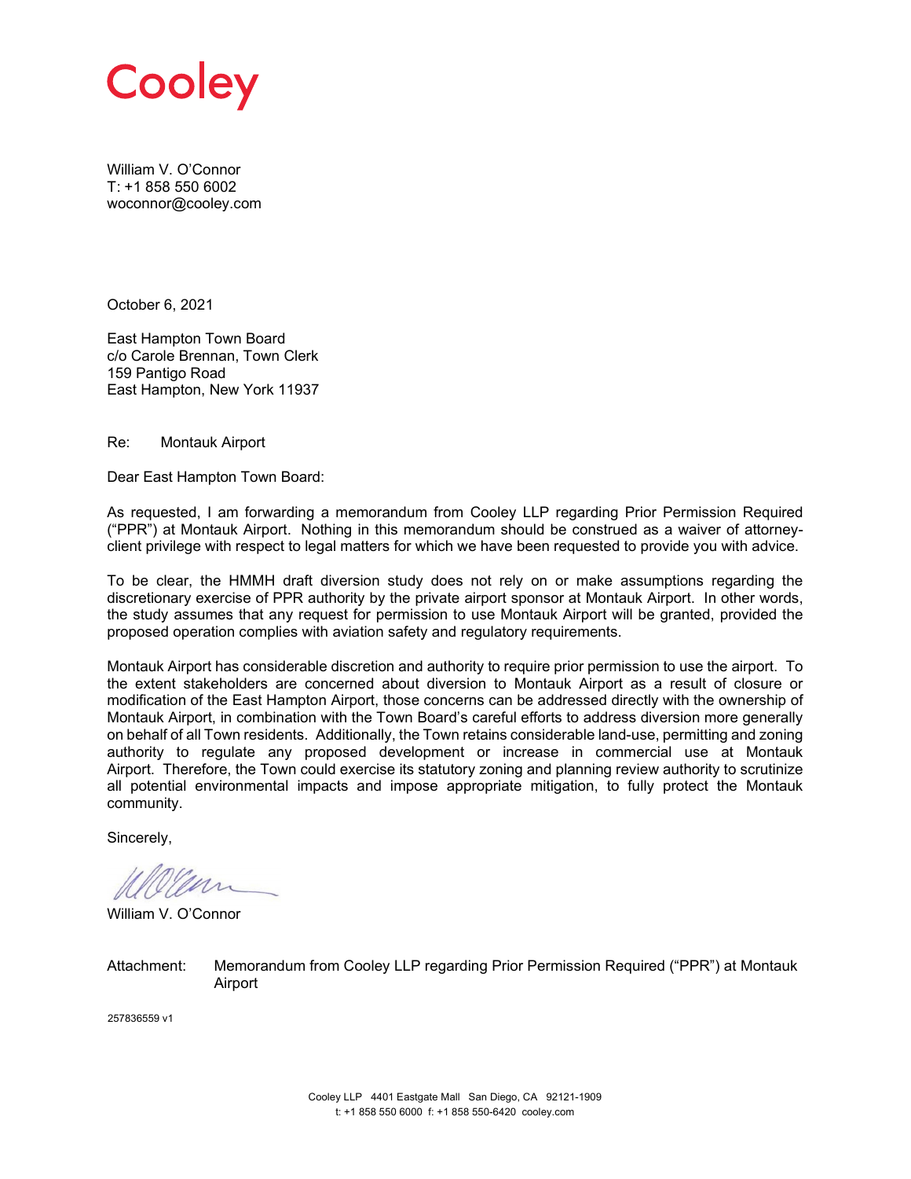Cooley

William V. O'Connor
T: +1 858 550 6002
woconnor@cooley.com

October 6, 2021

East Hampton Town Board
c/o Carole Brennan, Town Clerk
159 Pantigo Road
East Hampton, New York 11937

Re: Montauk Airport

Dear East Hampton Town Board:

As requested, I am forwarding a memorandum from Cooley LLP regarding Prior Permission Required ("PPR") at Montauk Airport. Nothing in this memorandum should be construed as a waiver of attorney-client privilege with respect to legal matters for which we have been requested to provide you with advice.

To be clear, the HMMH draft diversion study does not rely on or make assumptions regarding the discretionary exercise of PPR authority by the private airport sponsor at Montauk Airport. In other words, the study assumes that any request for permission to use Montauk Airport will be granted, provided the proposed operation complies with aviation safety and regulatory requirements.

Montauk Airport has considerable discretion and authority to require prior permission to use the airport. To the extent stakeholders are concerned about diversion to Montauk Airport as a result of closure or modification of the East Hampton Airport, those concerns can be addressed directly with the ownership of Montauk Airport, in combination with the Town Board's careful efforts to address diversion more generally on behalf of all Town residents. Additionally, the Town retains considerable land-use, permitting and zoning authority to regulate any proposed development or increase in commercial use at Montauk Airport. Therefore, the Town could exercise its statutory zoning and planning review authority to scrutinize all potential environmental impacts and impose appropriate mitigation, to fully protect the Montauk community.

Sincerely,

William V. O'Connor

Attachment: Memorandum from Cooley LLP regarding Prior Permission Required ("PPR") at Montauk Airport

257836559 v1

Cooley LLP 4401 Eastgate Mall San Diego, CA 92121-1909
t: +1 858 550 6000 f: +1 858 550-6420 cooley.com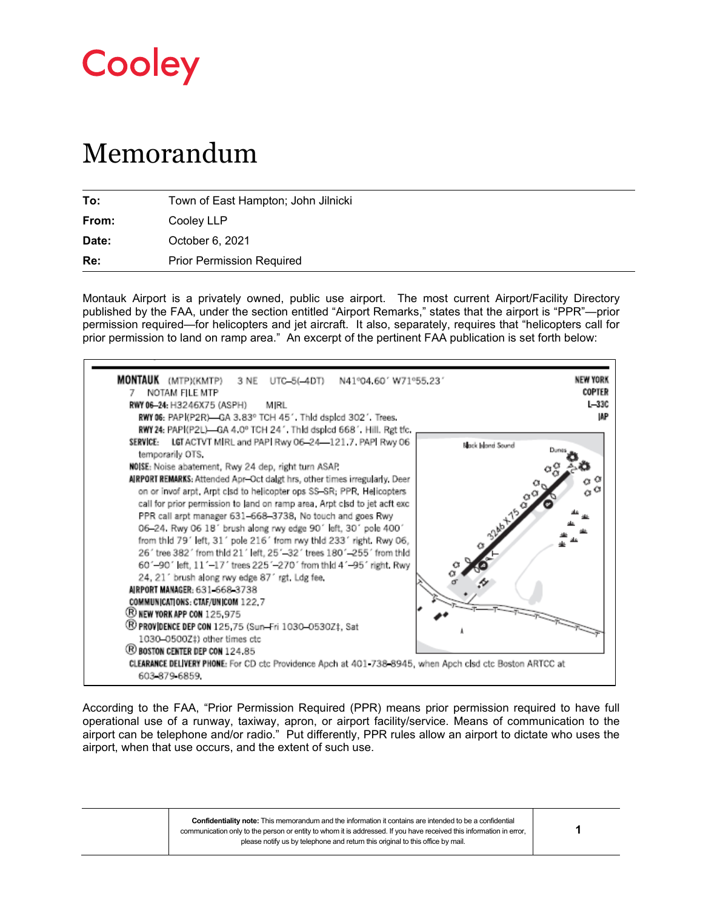# Cooley

# Memorandum

| | |
|---|---|
| **To:** | Town of East Hampton; John Jilnicki |
| **From:** | Cooley LLP |
| **Date:** | October 6, 2021 |
| **Re:** | Prior Permission Required |

Montauk Airport is a privately owned, public use airport. The most current Airport/Facility Directory published by the FAA, under the section entitled "Airport Remarks," states that the airport is "PPR"—prior permission required—for helicopters and jet aircraft. It also, separately, requires that "helicopters call for prior permission to land on ramp area." An excerpt of the pertinent FAA publication is set forth below:

**MONTAUK** (MTP)(KMTP) 3 NE UTC–5(–4DT) N41°04.60´ W71°55.23´ **NEW YORK**
7 NOTAM FILE MTP **COPTER**
**RWY 06–24:** H3246X75 (ASPH) MIRL **L–33C**
**RWY 06:** PAPI(P2R)—GA 3.83° TCH 45´. Thld dsplcd 302´. Trees. **IAP**
**RWY 24:** PAPI(P2L)—GA 4.0° TCH 24´. Thld dsplcd 668´. Hill. Rgt tfc.
**SERVICE:** LGT ACTVT MIRL and PAPI Rwy 06–24—121.7. PAPI Rwy 06 temporarily OTS.
**NOISE:** Noise abatement, Rwy 24 dep, right turn ASAP.
**AIRPORT REMARKS:** Attended Apr–Oct dalgt hrs, other times irregularly. Deer on or invof arpt. Arpt clsd to helicopter ops SS–SR; PPR, Helicopters call for prior permission to land on ramp area. Arpt clsd to jet acft exc PPR call arpt manager 631–668–3738. No touch and goes Rwy 06–24. Rwy 06 18´ brush along rwy edge 90´ left, 30´ pole 400´ from thld 79´ left, 31´ pole 216´ from rwy thld 233´ right. Rwy 06, 26´ tree 382´ from thld 21´ left, 25´–32´ trees 180´–255´ from thld 60´–90´ left, 11´–17´ trees 225´–270´ from thld 4´–95´ right. Rwy 24, 21´ brush along rwy edge 87´ rgt. Ldg fee.
**AIRPORT MANAGER:** 631–668–3738
**COMMUNICATIONS: CTAF/UNICOM** 122.7
Ⓡ **NEW YORK APP CON** 125.975
Ⓡ **PROVIDENCE DEP CON** 125.75 (Sun–Fri 1030–0530Z‡, Sat 1030–0500Z‡) other times ctc
Ⓡ **BOSTON CENTER DEP CON** 124.85
**CLEARANCE DELIVERY PHONE:** For CD ctc Providence Apch at 401-738-8945, when Apch clsd ctc Boston ARTCC at 603-879-6859.

According to the FAA, "Prior Permission Required (PPR) means prior permission required to have full operational use of a runway, taxiway, apron, or airport facility/service. Means of communication to the airport can be telephone and/or radio." Put differently, PPR rules allow an airport to dictate who uses the airport, when that use occurs, and the extent of such use.

**Confidentiality note:** This memorandum and the information it contains are intended to be a confidential communication only to the person or entity to whom it is addressed. If you have received this information in error, please notify us by telephone and return this original to this office by mail.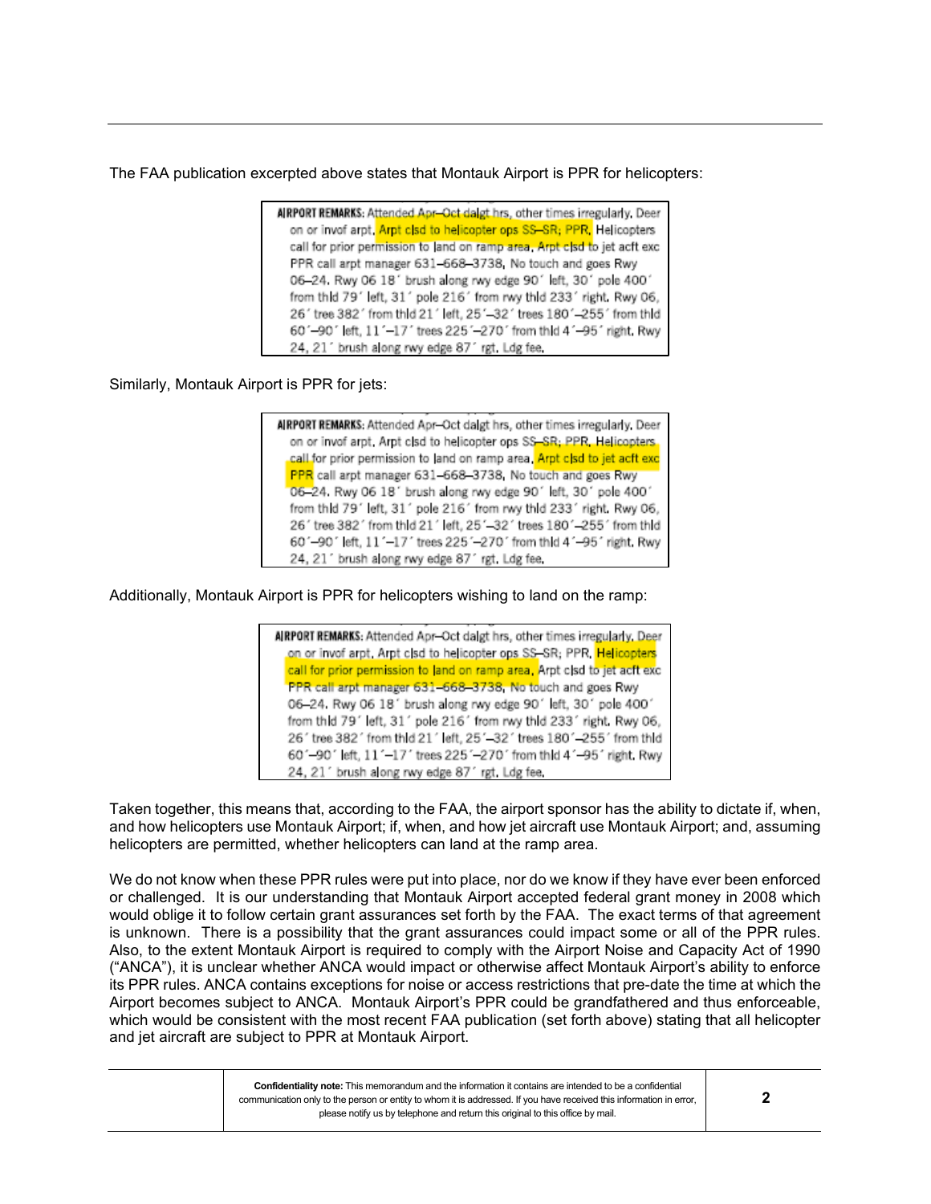The FAA publication excerpted above states that Montauk Airport is PPR for helicopters:

> **AIRPORT REMARKS:** Attended Apr–Oct dalgt hrs, other times irregularly. Deer on or invof arpt. Arpt clsd to helicopter ops SS–SR; PPR. Helicopters call for prior permission to land on ramp area. Arpt clsd to jet acft exc PPR call arpt manager 631–668–3738. No touch and goes Rwy 06–24. Rwy 06 18´ brush along rwy edge 90´ left, 30´ pole 400´ from thld 79´ left, 31´ pole 216´ from rwy thld 233´ right. Rwy 06, 26´ tree 382´ from thld 21´ left, 25´–32´ trees 180´–255´ from thld 60´–90´ left, 11´–17´ trees 225´–270´ from thld 4´–95´ right. Rwy 24, 21´ brush along rwy edge 87´ rgt. Ldg fee.

Similarly, Montauk Airport is PPR for jets:

> **AIRPORT REMARKS:** Attended Apr–Oct dalgt hrs, other times irregularly. Deer on or invof arpt. Arpt clsd to helicopter ops SS–SR; PPR. Helicopters call for prior permission to land on ramp area. Arpt clsd to jet acft exc PPR call arpt manager 631–668–3738. No touch and goes Rwy 06–24. Rwy 06 18´ brush along rwy edge 90´ left, 30´ pole 400´ from thld 79´ left, 31´ pole 216´ from rwy thld 233´ right. Rwy 06, 26´ tree 382´ from thld 21´ left, 25´–32´ trees 180´–255´ from thld 60´–90´ left, 11´–17´ trees 225´–270´ from thld 4´–95´ right. Rwy 24, 21´ brush along rwy edge 87´ rgt. Ldg fee.

Additionally, Montauk Airport is PPR for helicopters wishing to land on the ramp:

> **AIRPORT REMARKS:** Attended Apr–Oct dalgt hrs, other times irregularly. Deer on or invof arpt. Arpt clsd to helicopter ops SS–SR; PPR. Helicopters call for prior permission to land on ramp area. Arpt clsd to jet acft exc PPR call arpt manager 631–668–3738. No touch and goes Rwy 06–24. Rwy 06 18´ brush along rwy edge 90´ left, 30´ pole 400´ from thld 79´ left, 31´ pole 216´ from rwy thld 233´ right. Rwy 06, 26´ tree 382´ from thld 21´ left, 25´–32´ trees 180´–255´ from thld 60´–90´ left, 11´–17´ trees 225´–270´ from thld 4´–95´ right. Rwy 24, 21´ brush along rwy edge 87´ rgt. Ldg fee.

Taken together, this means that, according to the FAA, the airport sponsor has the ability to dictate if, when, and how helicopters use Montauk Airport; if, when, and how jet aircraft use Montauk Airport; and, assuming helicopters are permitted, whether helicopters can land at the ramp area.

We do not know when these PPR rules were put into place, nor do we know if they have ever been enforced or challenged. It is our understanding that Montauk Airport accepted federal grant money in 2008 which would oblige it to follow certain grant assurances set forth by the FAA. The exact terms of that agreement is unknown. There is a possibility that the grant assurances could impact some or all of the PPR rules. Also, to the extent Montauk Airport is required to comply with the Airport Noise and Capacity Act of 1990 ("ANCA"), it is unclear whether ANCA would impact or otherwise affect Montauk Airport's ability to enforce its PPR rules. ANCA contains exceptions for noise or access restrictions that pre-date the time at which the Airport becomes subject to ANCA. Montauk Airport's PPR could be grandfathered and thus enforceable, which would be consistent with the most recent FAA publication (set forth above) stating that all helicopter and jet aircraft are subject to PPR at Montauk Airport.

**Confidentiality note:** This memorandum and the information it contains are intended to be a confidential communication only to the person or entity to whom it is addressed. If you have received this information in error, please notify us by telephone and return this original to this office by mail.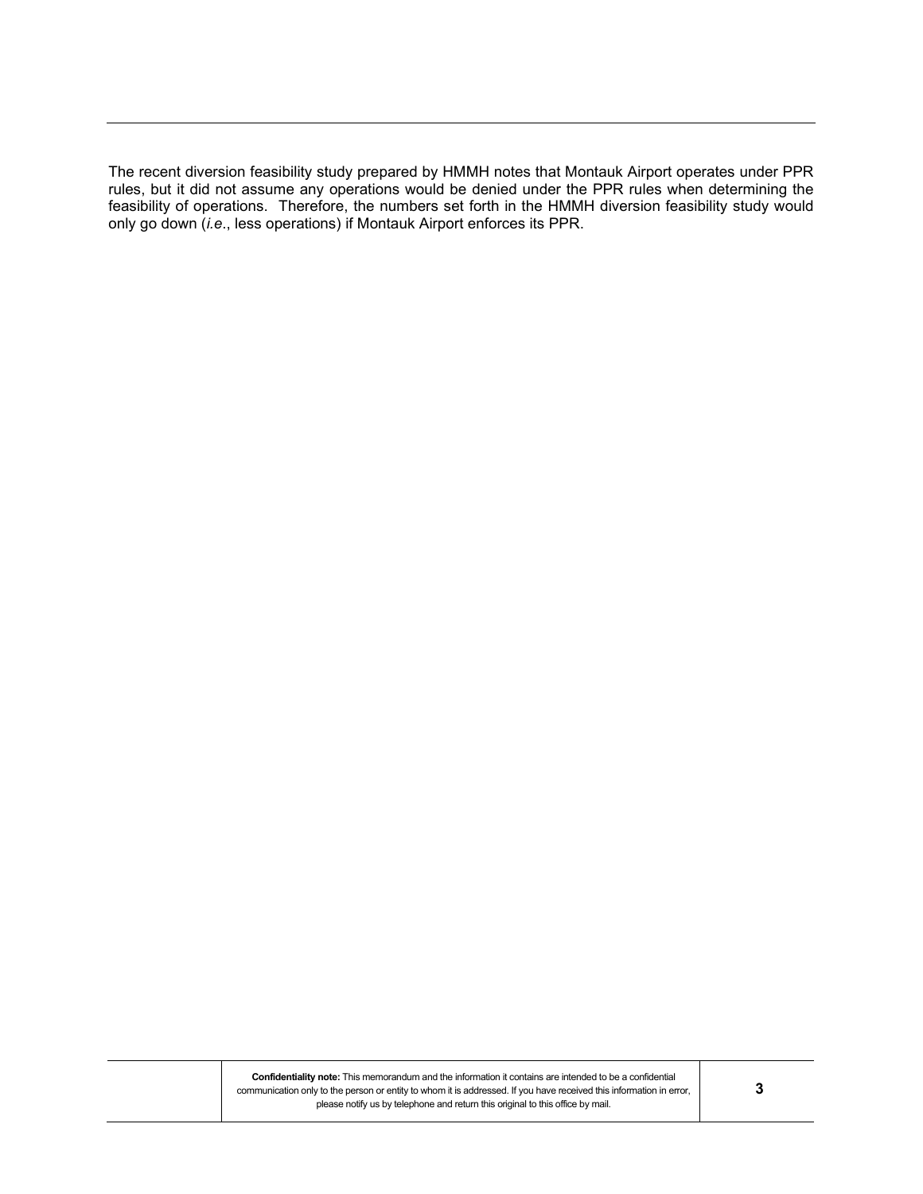The recent diversion feasibility study prepared by HMMH notes that Montauk Airport operates under PPR rules, but it did not assume any operations would be denied under the PPR rules when determining the feasibility of operations. Therefore, the numbers set forth in the HMMH diversion feasibility study would only go down (*i.e*., less operations) if Montauk Airport enforces its PPR.